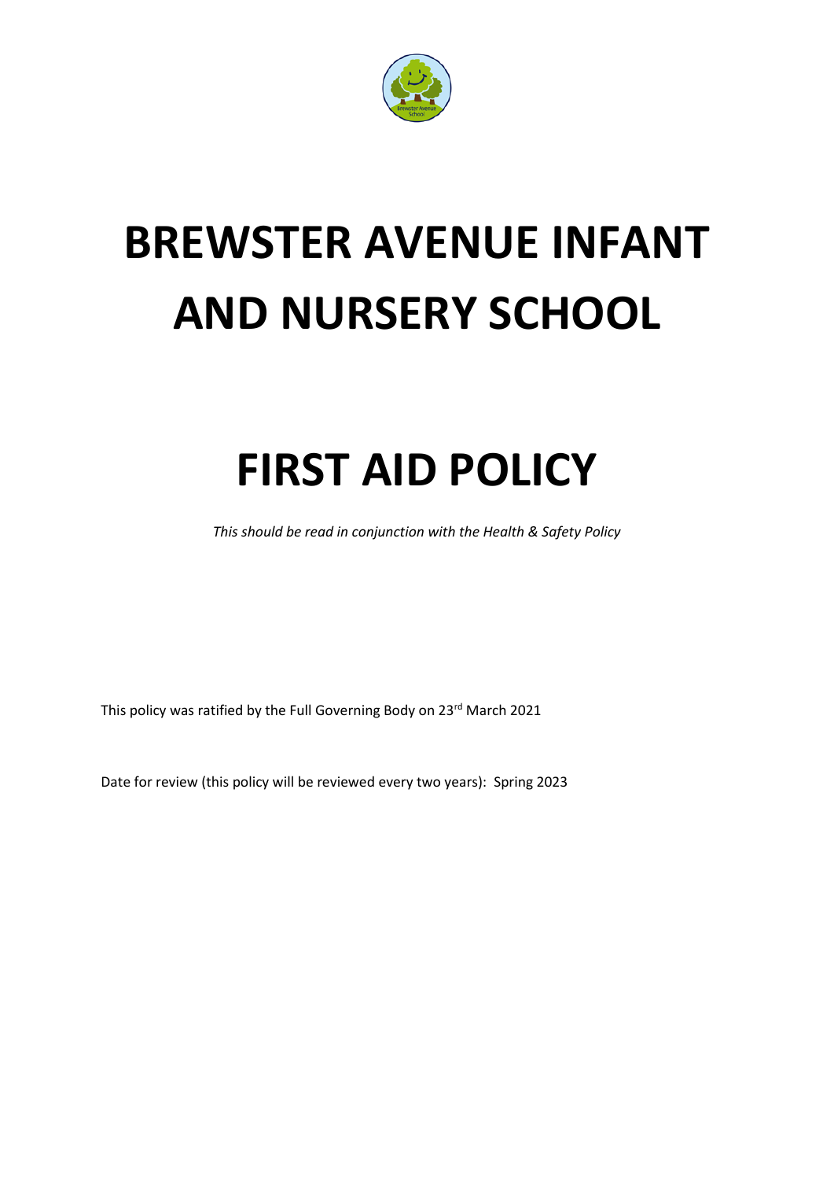# BREWSTER AVENUE INFANT AND NURSERY SCHOOL

# FIRST AID POLICY

*This should be read in conjunction with the Health & Safety Policy*

This policy was ratified by the Full Governing Body on 23rd March 2021

Date for review (this policy will be reviewed every two years): Spring 2023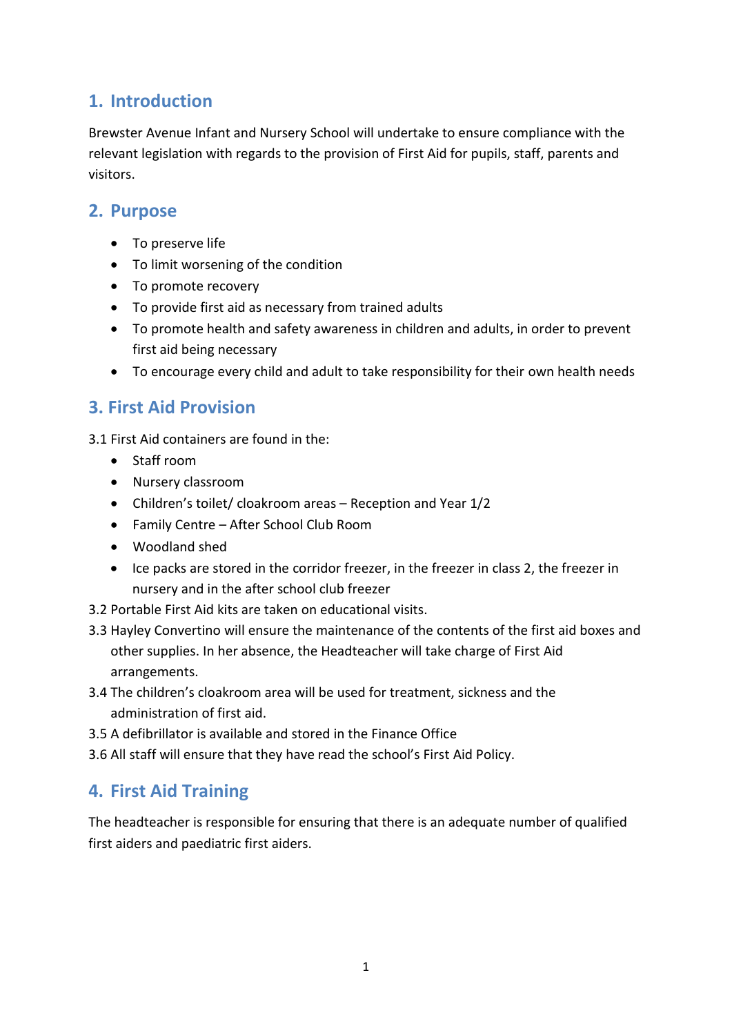## 1. Introduction

Brewster Avenue Infant and Nursery School will undertake to ensure compliance with the relevant legislation with regards to the provision of First Aid for pupils, staff, parents and visitors.

## 2. Purpose

- To preserve life
- To limit worsening of the condition
- To promote recovery
- To provide first aid as necessary from trained adults
- To promote health and safety awareness in children and adults, in order to prevent first aid being necessary
- To encourage every child and adult to take responsibility for their own health needs

## 3. First Aid Provision

3.1 First Aid containers are found in the:

- Staff room
- Nursery classroom
- Children's toilet/ cloakroom areas – Reception and Year 1/2
- Family Centre – After School Club Room
- Woodland shed
- Ice packs are stored in the corridor freezer, in the freezer in class 2, the freezer in nursery and in the after school club freezer

3.2 Portable First Aid kits are taken on educational visits.

3.3 Hayley Convertino will ensure the maintenance of the contents of the first aid boxes and other supplies. In her absence, the Headteacher will take charge of First Aid arrangements.

3.4 The children's cloakroom area will be used for treatment, sickness and the administration of first aid.

3.5 A defibrillator is available and stored in the Finance Office

3.6 All staff will ensure that they have read the school's First Aid Policy.

## 4. First Aid Training

The headteacher is responsible for ensuring that there is an adequate number of qualified first aiders and paediatric first aiders.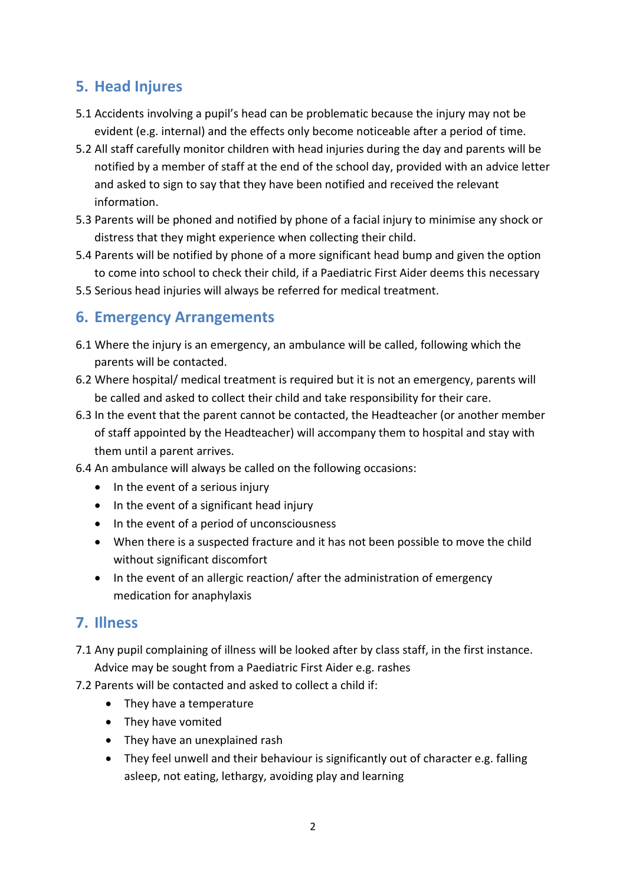## 5. Head Injures

5.1 Accidents involving a pupil's head can be problematic because the injury may not be evident (e.g. internal) and the effects only become noticeable after a period of time.

5.2 All staff carefully monitor children with head injuries during the day and parents will be notified by a member of staff at the end of the school day, provided with an advice letter and asked to sign to say that they have been notified and received the relevant information.

5.3 Parents will be phoned and notified by phone of a facial injury to minimise any shock or distress that they might experience when collecting their child.

5.4 Parents will be notified by phone of a more significant head bump and given the option to come into school to check their child, if a Paediatric First Aider deems this necessary

5.5 Serious head injuries will always be referred for medical treatment.

## 6. Emergency Arrangements

6.1 Where the injury is an emergency, an ambulance will be called, following which the parents will be contacted.

6.2 Where hospital/ medical treatment is required but it is not an emergency, parents will be called and asked to collect their child and take responsibility for their care.

6.3 In the event that the parent cannot be contacted, the Headteacher (or another member of staff appointed by the Headteacher) will accompany them to hospital and stay with them until a parent arrives.

6.4 An ambulance will always be called on the following occasions:

- In the event of a serious injury
- In the event of a significant head injury
- In the event of a period of unconsciousness
- When there is a suspected fracture and it has not been possible to move the child without significant discomfort
- In the event of an allergic reaction/ after the administration of emergency medication for anaphylaxis

## 7. Illness

7.1 Any pupil complaining of illness will be looked after by class staff, in the first instance. Advice may be sought from a Paediatric First Aider e.g. rashes

7.2 Parents will be contacted and asked to collect a child if:

- They have a temperature
- They have vomited
- They have an unexplained rash
- They feel unwell and their behaviour is significantly out of character e.g. falling asleep, not eating, lethargy, avoiding play and learning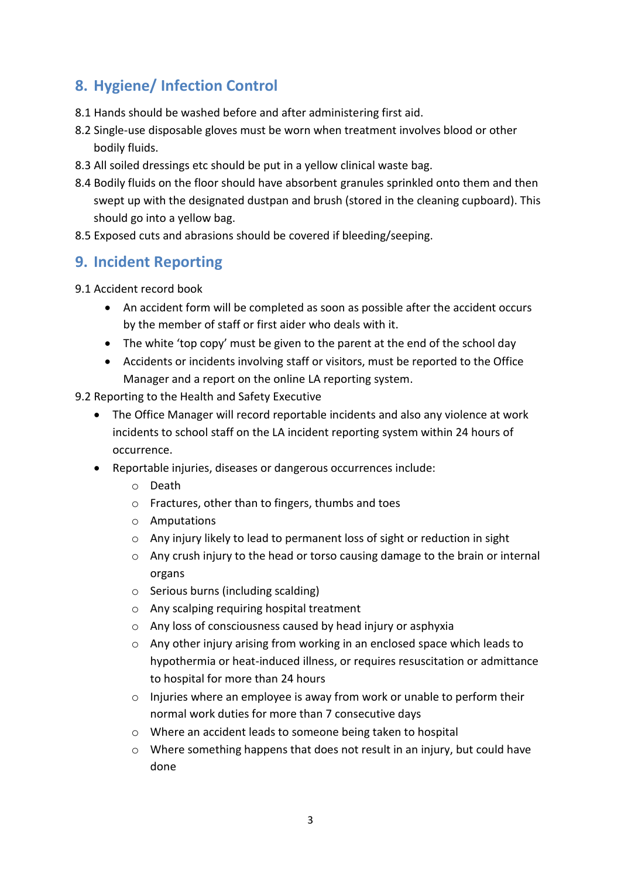## 8. Hygiene/ Infection Control

8.1 Hands should be washed before and after administering first aid.

8.2 Single-use disposable gloves must be worn when treatment involves blood or other bodily fluids.

8.3 All soiled dressings etc should be put in a yellow clinical waste bag.

8.4 Bodily fluids on the floor should have absorbent granules sprinkled onto them and then swept up with the designated dustpan and brush (stored in the cleaning cupboard). This should go into a yellow bag.

8.5 Exposed cuts and abrasions should be covered if bleeding/seeping.

## 9. Incident Reporting

9.1 Accident record book

- An accident form will be completed as soon as possible after the accident occurs by the member of staff or first aider who deals with it.
- The white 'top copy' must be given to the parent at the end of the school day
- Accidents or incidents involving staff or visitors, must be reported to the Office Manager and a report on the online LA reporting system.

9.2 Reporting to the Health and Safety Executive

- The Office Manager will record reportable incidents and also any violence at work incidents to school staff on the LA incident reporting system within 24 hours of occurrence.
- Reportable injuries, diseases or dangerous occurrences include:
    - Death
    - Fractures, other than to fingers, thumbs and toes
    - Amputations
    - Any injury likely to lead to permanent loss of sight or reduction in sight
    - Any crush injury to the head or torso causing damage to the brain or internal organs
    - Serious burns (including scalding)
    - Any scalping requiring hospital treatment
    - Any loss of consciousness caused by head injury or asphyxia
    - Any other injury arising from working in an enclosed space which leads to hypothermia or heat-induced illness, or requires resuscitation or admittance to hospital for more than 24 hours
    - Injuries where an employee is away from work or unable to perform their normal work duties for more than 7 consecutive days
    - Where an accident leads to someone being taken to hospital
    - Where something happens that does not result in an injury, but could have done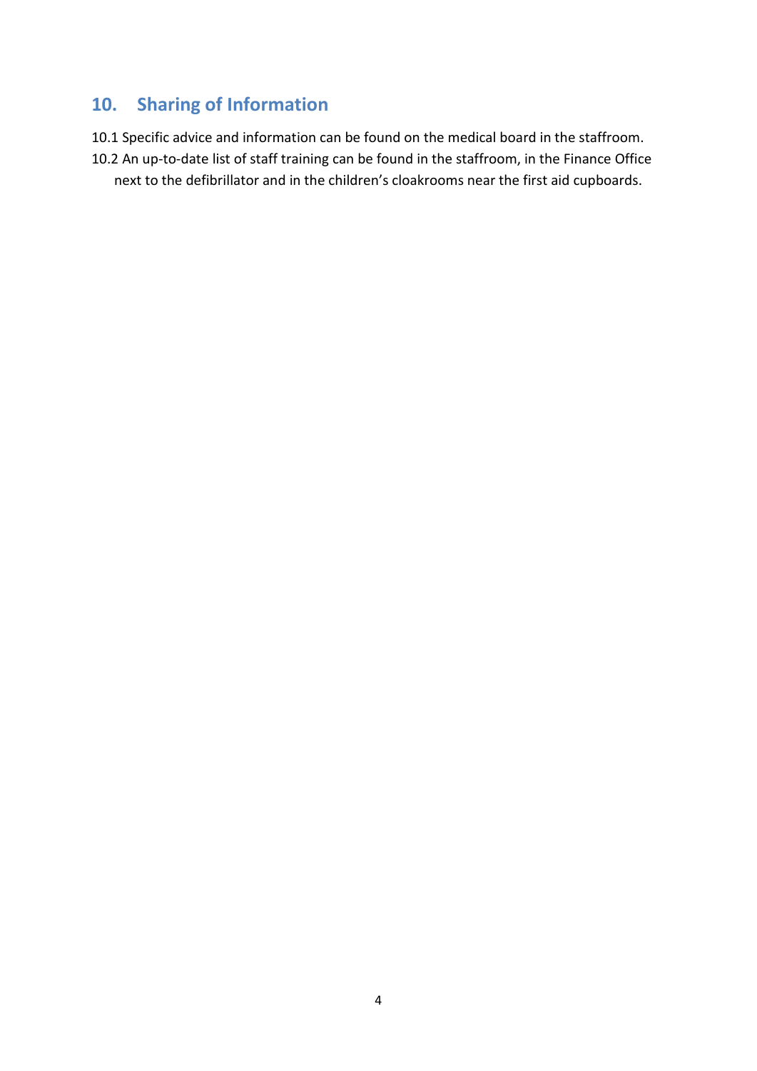## 10. Sharing of Information

10.1 Specific advice and information can be found on the medical board in the staffroom.

10.2 An up-to-date list of staff training can be found in the staffroom, in the Finance Office next to the defibrillator and in the children's cloakrooms near the first aid cupboards.